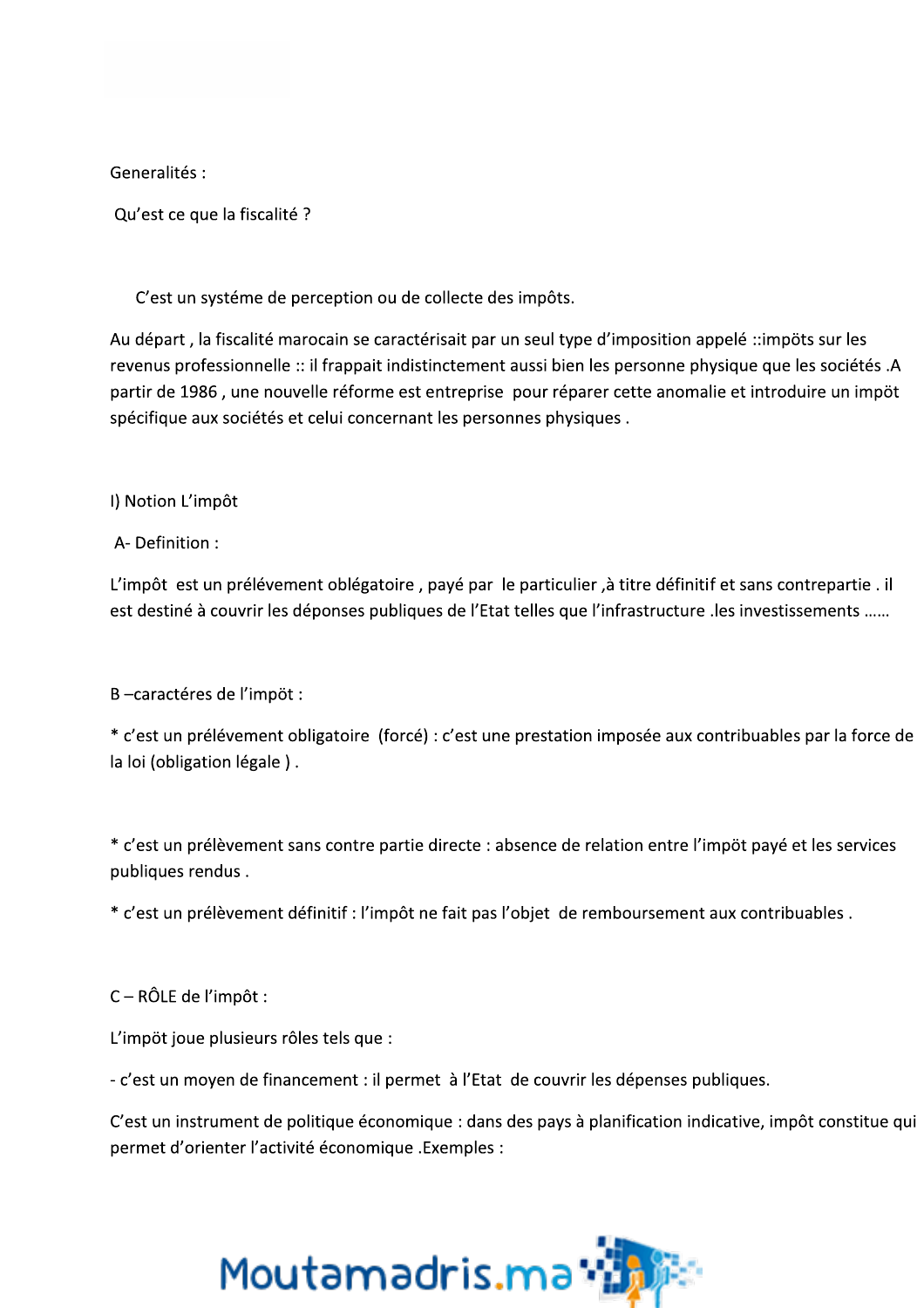Generalités :

Qu'est ce que la fiscalité ?

C'est un systéme de perception ou de collecte des impôts.

Au départ , la fiscalité marocain se caractérisait par un seul type d'imposition appelé ::impöts sur les revenus professionnelle :: il frappait indistinctement aussi bien les personne physique que les sociétés .A partir de 1986 , une nouvelle réforme est entreprise pour réparer cette anomalie et introduire un impôt spécifique aux sociétés et celui concernant les personnes physiques .

## I) Notion L'impôt

### A- Definition :

L'impôt est un prélévement oblégatoire , payé par le particulier ,à titre définitif et sans contrepartie . il est destiné à couvrir les déponses publiques de l'Etat telles que l'infrastructure .les investissements ……

### B –caractéres de l'impöt :

* c'est un prélévement obligatoire (forcé) : c'est une prestation imposée aux contribuables par la force de la loi (obligation légale ) .

* c'est un prélèvement sans contre partie directe : absence de relation entre l'impöt payé et les services publiques rendus .

* c'est un prélèvement définitif : l'impôt ne fait pas l'objet de remboursement aux contribuables .

### C – RÔLE de l'impôt :

L'impöt joue plusieurs rôles tels que :

- c'est un moyen de financement : il permet à l'Etat de couvrir les dépenses publiques.

C'est un instrument de politique économique : dans des pays à planification indicative, impôt constitue qui permet d'orienter l'activité économique .Exemples :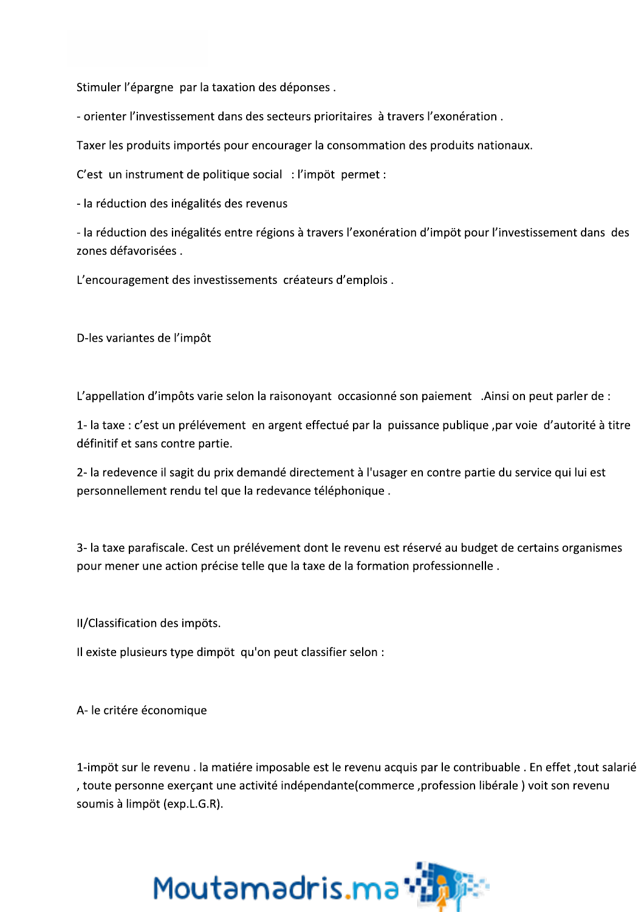Stimuler l'épargne par la taxation des déponses .

- orienter l'investissement dans des secteurs prioritaires à travers l'exonération .

Taxer les produits importés pour encourager la consommation des produits nationaux.

C'est un instrument de politique social : l'impôt permet :

- la réduction des inégalités des revenus

- la réduction des inégalités entre régions à travers l'exonération d'impôt pour l'investissement dans des zones défavorisées .

L'encouragement des investissements créateurs d'emplois .

### D-les variantes de l'impôt

L'appellation d'impôts varie selon la raisonoyant occasionné son paiement .Ainsi on peut parler de :

1- la taxe : c'est un prélévement en argent effectué par la puissance publique ,par voie d'autorité à titre définitif et sans contre partie.

2- la redevence il sagit du prix demandé directement à l'usager en contre partie du service qui lui est personnellement rendu tel que la redevance téléphonique .

3- la taxe parafiscale. Cest un prélévement dont le revenu est réservé au budget de certains organismes pour mener une action précise telle que la taxe de la formation professionnelle .

## II/Classification des impöts.

Il existe plusieurs type dimpöt qu'on peut classifier selon :

### A- le critére économique

1-impöt sur le revenu . la matiére imposable est le revenu acquis par le contribuable . En effet ,tout salarié , toute personne exerçant une activité indépendante(commerce ,profession libérale ) voit son revenu soumis à limpöt (exp.L.G.R).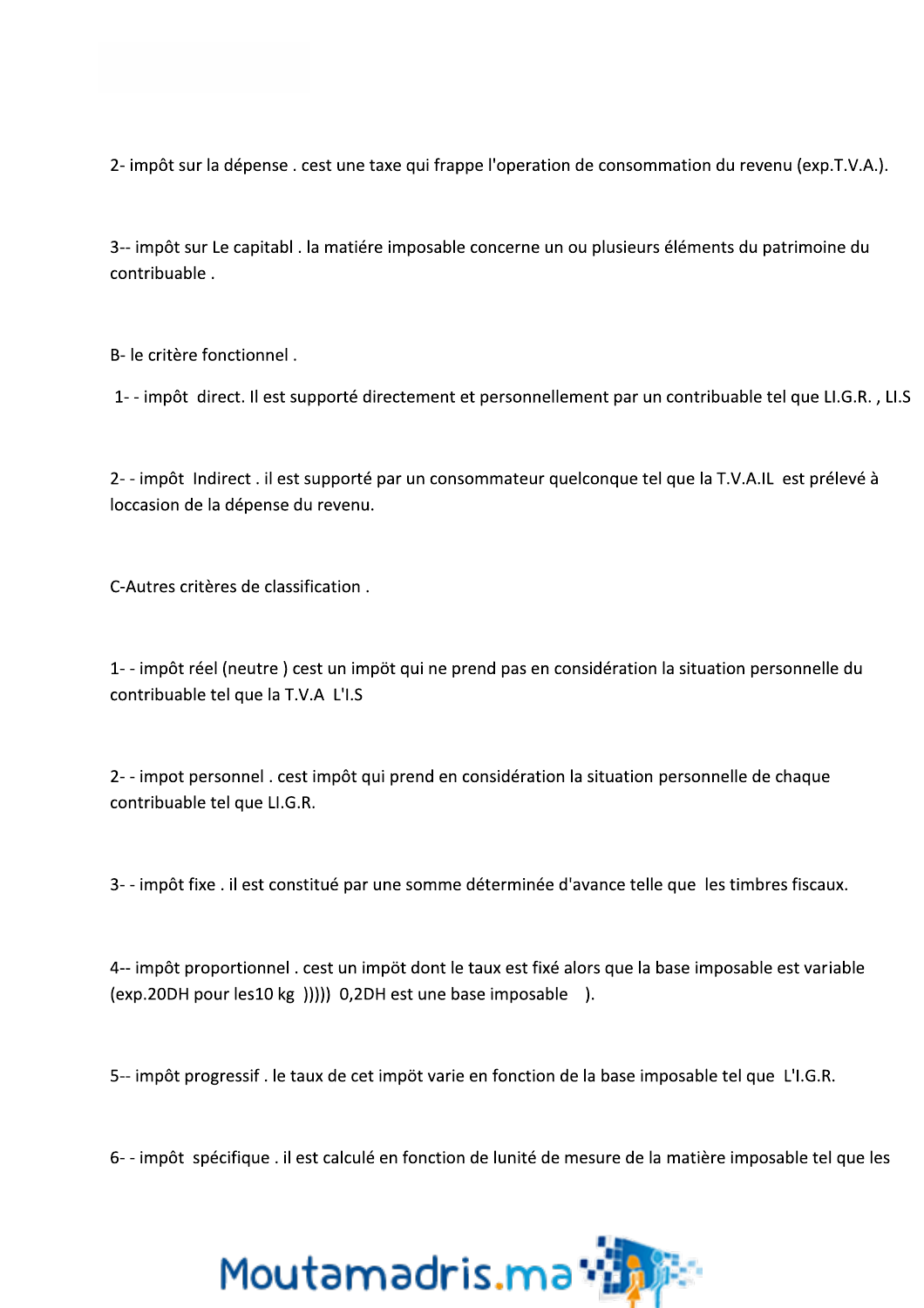2- impôt sur la dépense . cest une taxe qui frappe l'operation de consommation du revenu (exp.T.V.A.).

3-- impôt sur Le capitabl . la matiére imposable concerne un ou plusieurs éléments du patrimoine du contribuable .

B- le critère fonctionnel .

1- - impôt direct. Il est supporté directement et personnellement par un contribuable tel que LI.G.R. , LI.S

2- - impôt Indirect . il est supporté par un consommateur quelconque tel que la T.V.A.IL est prélevé à loccasion de la dépense du revenu.

C-Autres critères de classification .

1- - impôt réel (neutre ) cest un impôt qui ne prend pas en considération la situation personnelle du contribuable tel que la T.V.A L'I.S

2- - impot personnel . cest impôt qui prend en considération la situation personnelle de chaque contribuable tel que LI.G.R.

3- - impôt fixe . il est constitué par une somme déterminée d'avance telle que les timbres fiscaux.

4-- impôt proportionnel . cest un impöt dont le taux est fixé alors que la base imposable est variable (exp.20DH pour les10 kg ))))) 0,2DH est une base imposable ).

5-- impôt progressif . le taux de cet impôt varie en fonction de la base imposable tel que L'I.G.R.

6- - impôt spécifique . il est calculé en fonction de lunité de mesure de la matière imposable tel que les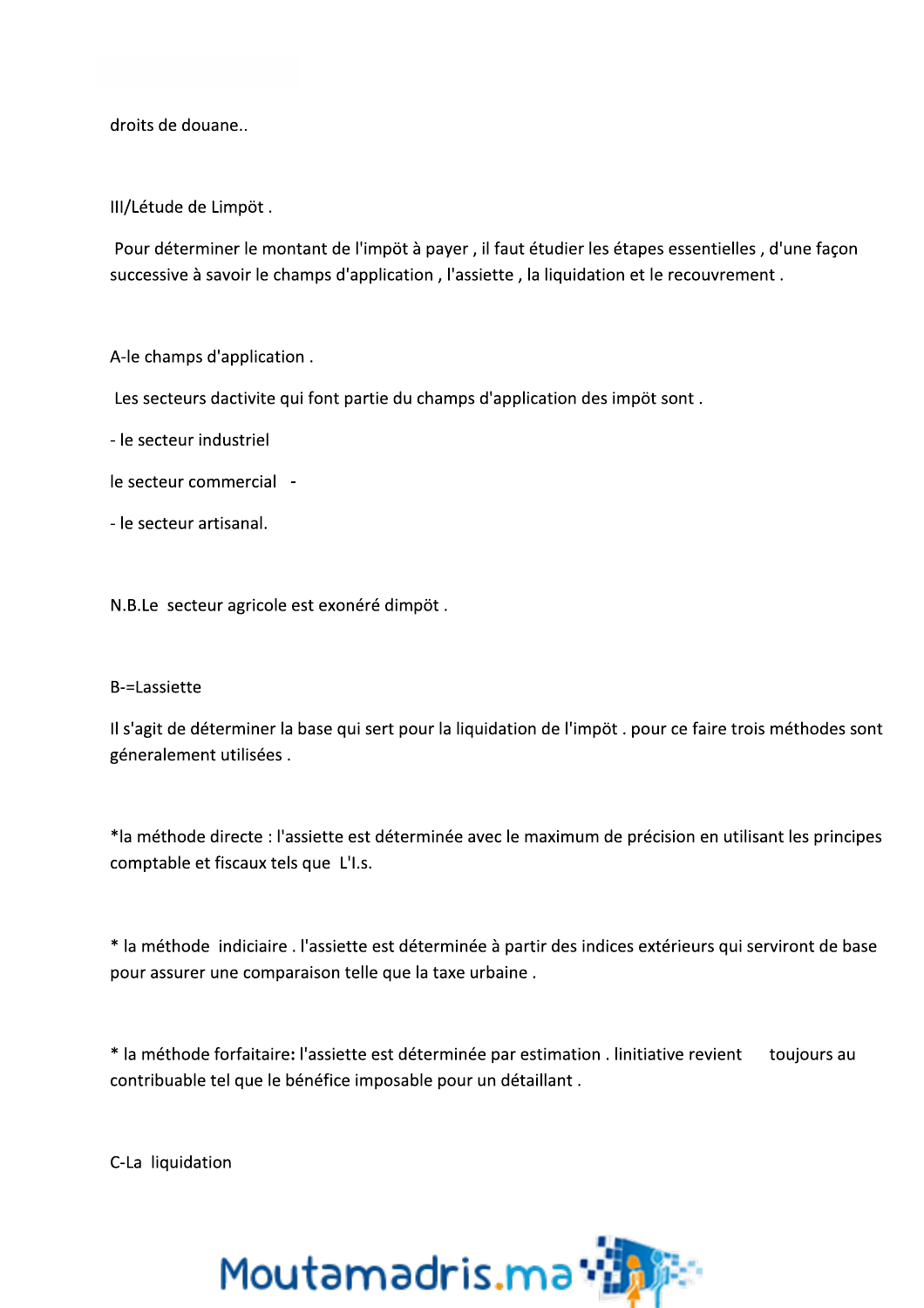droits de douane..

## III/Létude de Limpöt .

Pour déterminer le montant de l'impöt à payer , il faut étudier les étapes essentielles , d'une façon successive à savoir le champs d'application , l'assiette , la liquidation et le recouvrement .

### A-le champs d'application .

Les secteurs dactivite qui font partie du champs d'application des impöt sont .

- le secteur industriel
- le secteur commercial
- le secteur artisanal.

N.B.Le secteur agricole est exonéré dimpöt .

### B-=Lassiette

Il s'agit de déterminer la base qui sert pour la liquidation de l'impöt . pour ce faire trois méthodes sont géneralement utilisées .

*la méthode directe : l'assiette est déterminée avec le maximum de précision en utilisant les principes comptable et fiscaux tels que L'I.s.

* la méthode indiciaire . l'assiette est déterminée à partir des indices extérieurs qui serviront de base pour assurer une comparaison telle que la taxe urbaine .

* la méthode forfaitaire: l'assiette est déterminée par estimation . linitiative revient toujours au contribuable tel que le bénéfice imposable pour un détaillant .

### C-La liquidation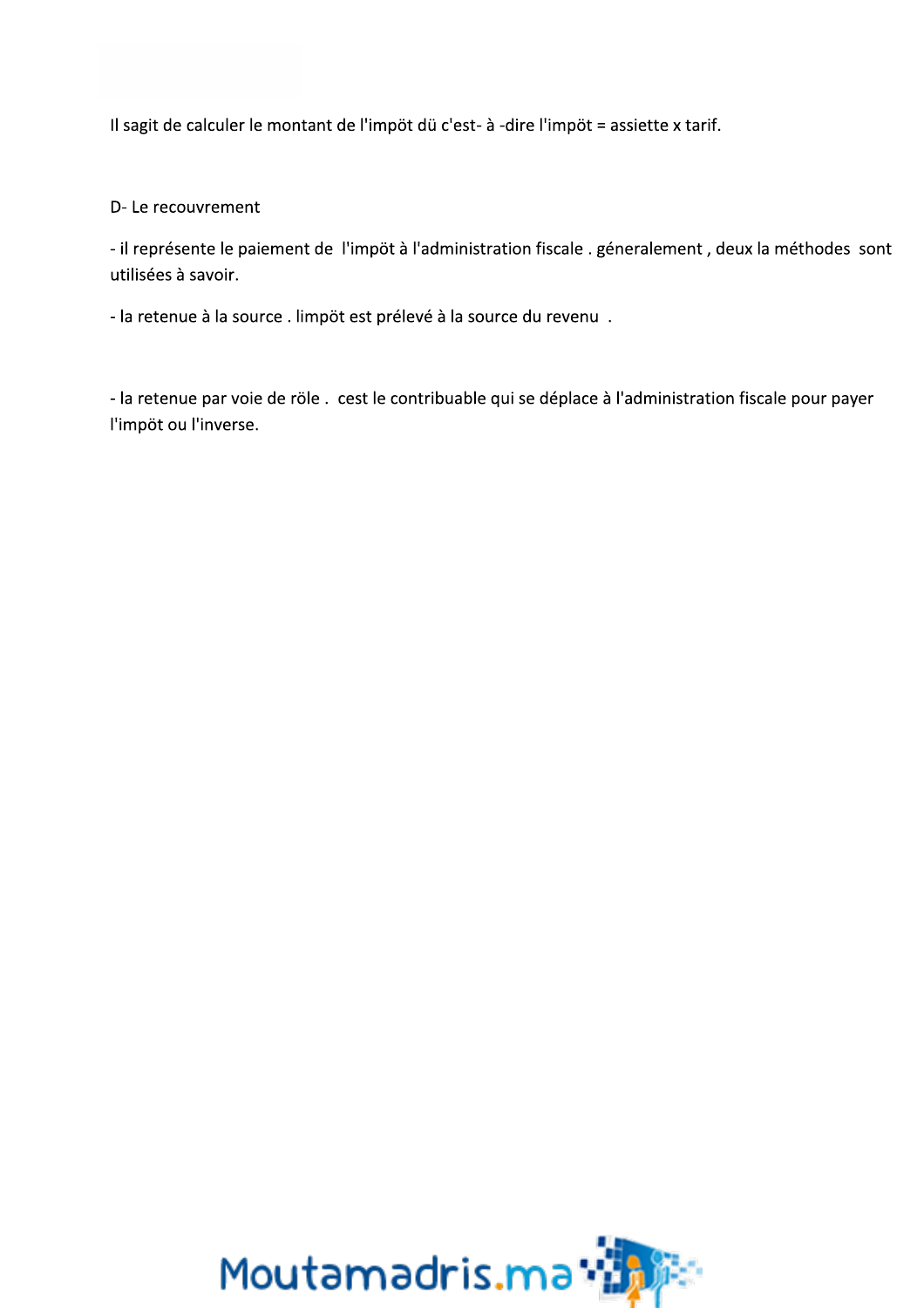Il sagit de calculer le montant de l'impöt dü c'est- à -dire l'impöt = assiette x tarif.

D- Le recouvrement

- il représente le paiement de  l'impöt à l'administration fiscale . géneralement , deux la méthodes  sont utilisées à savoir.

- la retenue à la source . limpöt est prélevé à la source du revenu  .

- la retenue par voie de röle .  cest le contribuable qui se déplace à l'administration fiscale pour payer l'impöt ou l'inverse.